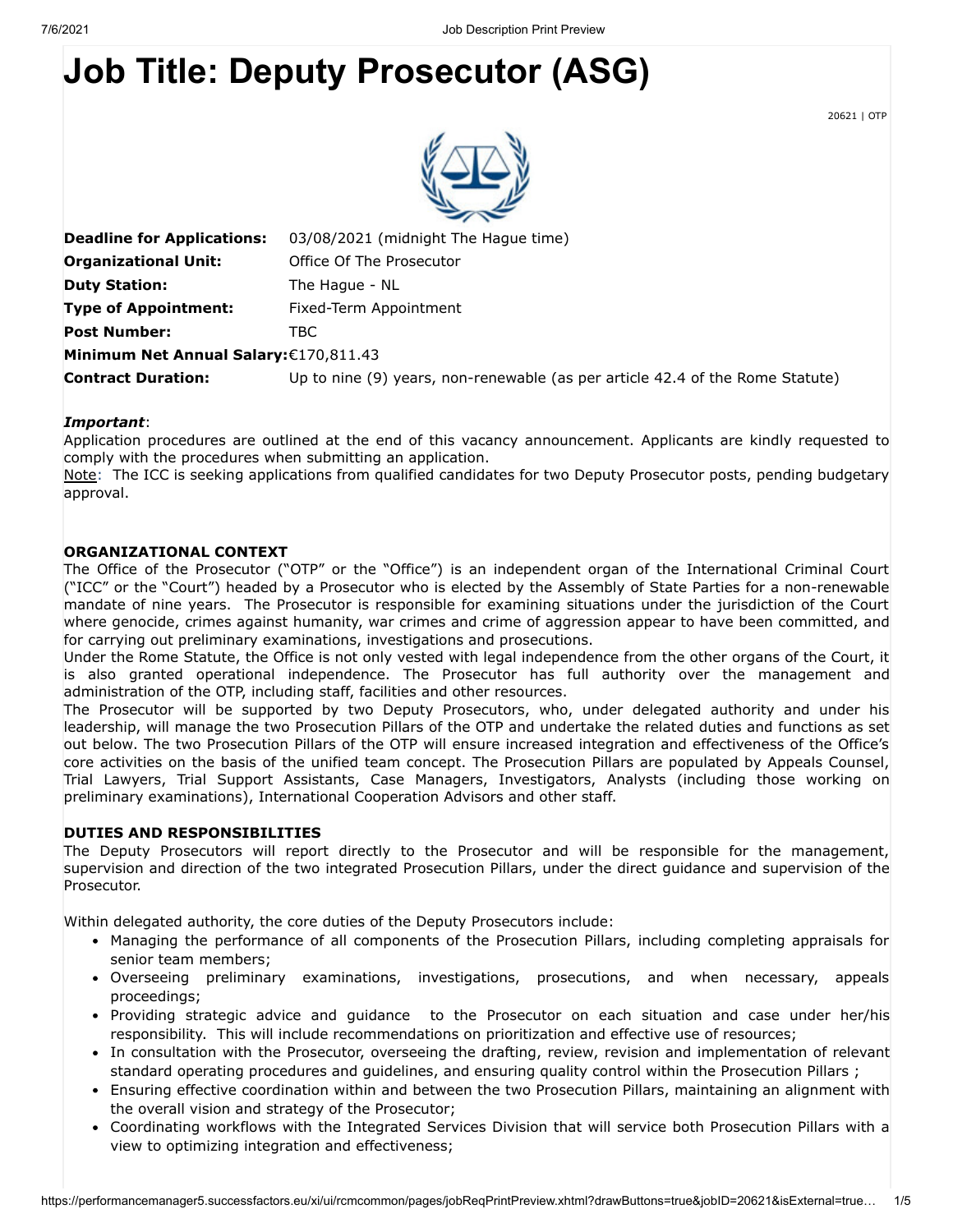# Job Title: Deputy Prosecutor (ASG)

20621 | OTP

| | |
|---|---|
| **Deadline for Applications:** | 03/08/2021 (midnight The Hague time) |
| **Organizational Unit:** | Office Of The Prosecutor |
| **Duty Station:** | The Hague - NL |
| **Type of Appointment:** | Fixed-Term Appointment |
| **Post Number:** | TBC |
| **Minimum Net Annual Salary:** | €170,811.43 |
| **Contract Duration:** | Up to nine (9) years, non-renewable (as per article 42.4 of the Rome Statute) |

***Important***:
Application procedures are outlined at the end of this vacancy announcement. Applicants are kindly requested to comply with the procedures when submitting an application.
Note: The ICC is seeking applications from qualified candidates for two Deputy Prosecutor posts, pending budgetary approval.

**ORGANIZATIONAL CONTEXT**

The Office of the Prosecutor ("OTP" or the "Office") is an independent organ of the International Criminal Court ("ICC" or the "Court") headed by a Prosecutor who is elected by the Assembly of State Parties for a non-renewable mandate of nine years. The Prosecutor is responsible for examining situations under the jurisdiction of the Court where genocide, crimes against humanity, war crimes and crime of aggression appear to have been committed, and for carrying out preliminary examinations, investigations and prosecutions.

Under the Rome Statute, the Office is not only vested with legal independence from the other organs of the Court, it is also granted operational independence. The Prosecutor has full authority over the management and administration of the OTP, including staff, facilities and other resources.

The Prosecutor will be supported by two Deputy Prosecutors, who, under delegated authority and under his leadership, will manage the two Prosecution Pillars of the OTP and undertake the related duties and functions as set out below. The two Prosecution Pillars of the OTP will ensure increased integration and effectiveness of the Office's core activities on the basis of the unified team concept. The Prosecution Pillars are populated by Appeals Counsel, Trial Lawyers, Trial Support Assistants, Case Managers, Investigators, Analysts (including those working on preliminary examinations), International Cooperation Advisors and other staff.

**DUTIES AND RESPONSIBILITIES**

The Deputy Prosecutors will report directly to the Prosecutor and will be responsible for the management, supervision and direction of the two integrated Prosecution Pillars, under the direct guidance and supervision of the Prosecutor.

Within delegated authority, the core duties of the Deputy Prosecutors include:

- Managing the performance of all components of the Prosecution Pillars, including completing appraisals for senior team members;
- Overseeing preliminary examinations, investigations, prosecutions, and when necessary, appeals proceedings;
- Providing strategic advice and guidance to the Prosecutor on each situation and case under her/his responsibility. This will include recommendations on prioritization and effective use of resources;
- In consultation with the Prosecutor, overseeing the drafting, review, revision and implementation of relevant standard operating procedures and guidelines, and ensuring quality control within the Prosecution Pillars ;
- Ensuring effective coordination within and between the two Prosecution Pillars, maintaining an alignment with the overall vision and strategy of the Prosecutor;
- Coordinating workflows with the Integrated Services Division that will service both Prosecution Pillars with a view to optimizing integration and effectiveness;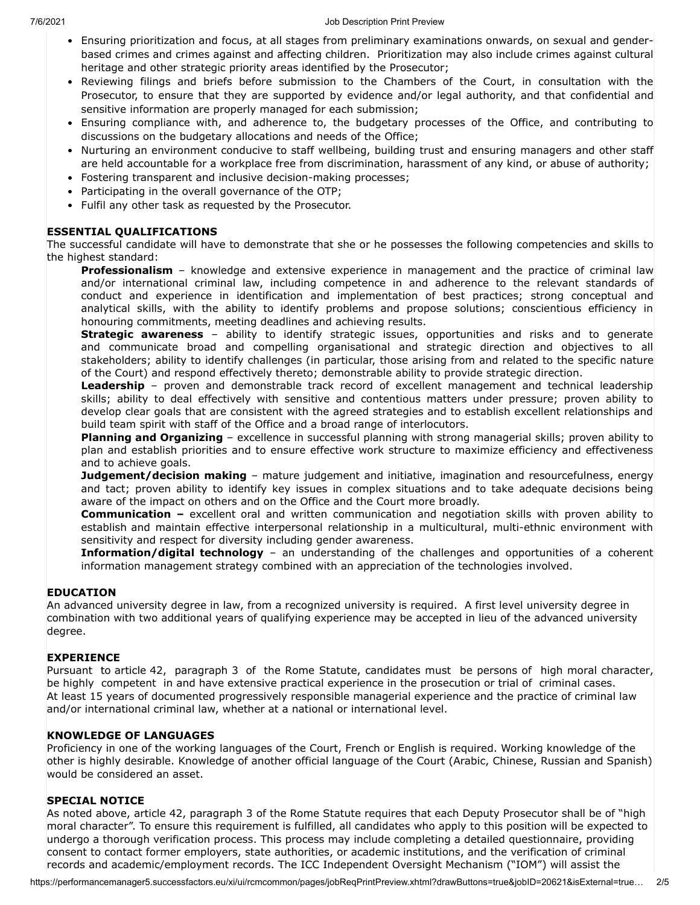- Ensuring prioritization and focus, at all stages from preliminary examinations onwards, on sexual and gender-based crimes and crimes against and affecting children. Prioritization may also include crimes against cultural heritage and other strategic priority areas identified by the Prosecutor;
- Reviewing filings and briefs before submission to the Chambers of the Court, in consultation with the Prosecutor, to ensure that they are supported by evidence and/or legal authority, and that confidential and sensitive information are properly managed for each submission;
- Ensuring compliance with, and adherence to, the budgetary processes of the Office, and contributing to discussions on the budgetary allocations and needs of the Office;
- Nurturing an environment conducive to staff wellbeing, building trust and ensuring managers and other staff are held accountable for a workplace free from discrimination, harassment of any kind, or abuse of authority;
- Fostering transparent and inclusive decision-making processes;
- Participating in the overall governance of the OTP;
- Fulfil any other task as requested by the Prosecutor.

**ESSENTIAL QUALIFICATIONS**

The successful candidate will have to demonstrate that she or he possesses the following competencies and skills to the highest standard:

**Professionalism** – knowledge and extensive experience in management and the practice of criminal law and/or international criminal law, including competence in and adherence to the relevant standards of conduct and experience in identification and implementation of best practices; strong conceptual and analytical skills, with the ability to identify problems and propose solutions; conscientious efficiency in honouring commitments, meeting deadlines and achieving results.

**Strategic awareness** – ability to identify strategic issues, opportunities and risks and to generate and communicate broad and compelling organisational and strategic direction and objectives to all stakeholders; ability to identify challenges (in particular, those arising from and related to the specific nature of the Court) and respond effectively thereto; demonstrable ability to provide strategic direction.

**Leadership** – proven and demonstrable track record of excellent management and technical leadership skills; ability to deal effectively with sensitive and contentious matters under pressure; proven ability to develop clear goals that are consistent with the agreed strategies and to establish excellent relationships and build team spirit with staff of the Office and a broad range of interlocutors.

**Planning and Organizing** – excellence in successful planning with strong managerial skills; proven ability to plan and establish priorities and to ensure effective work structure to maximize efficiency and effectiveness and to achieve goals.

**Judgement/decision making** – mature judgement and initiative, imagination and resourcefulness, energy and tact; proven ability to identify key issues in complex situations and to take adequate decisions being aware of the impact on others and on the Office and the Court more broadly.

**Communication –** excellent oral and written communication and negotiation skills with proven ability to establish and maintain effective interpersonal relationship in a multicultural, multi-ethnic environment with sensitivity and respect for diversity including gender awareness.

**Information/digital technology** – an understanding of the challenges and opportunities of a coherent information management strategy combined with an appreciation of the technologies involved.

**EDUCATION**

An advanced university degree in law, from a recognized university is required. A first level university degree in combination with two additional years of qualifying experience may be accepted in lieu of the advanced university degree.

**EXPERIENCE**

Pursuant to article 42, paragraph 3 of the Rome Statute, candidates must be persons of high moral character, be highly competent in and have extensive practical experience in the prosecution or trial of criminal cases.
At least 15 years of documented progressively responsible managerial experience and the practice of criminal law and/or international criminal law, whether at a national or international level.

**KNOWLEDGE OF LANGUAGES**

Proficiency in one of the working languages of the Court, French or English is required. Working knowledge of the other is highly desirable. Knowledge of another official language of the Court (Arabic, Chinese, Russian and Spanish) would be considered an asset.

**SPECIAL NOTICE**

As noted above, article 42, paragraph 3 of the Rome Statute requires that each Deputy Prosecutor shall be of "high moral character". To ensure this requirement is fulfilled, all candidates who apply to this position will be expected to undergo a thorough verification process. This process may include completing a detailed questionnaire, providing consent to contact former employers, state authorities, or academic institutions, and the verification of criminal records and academic/employment records. The ICC Independent Oversight Mechanism ("IOM") will assist the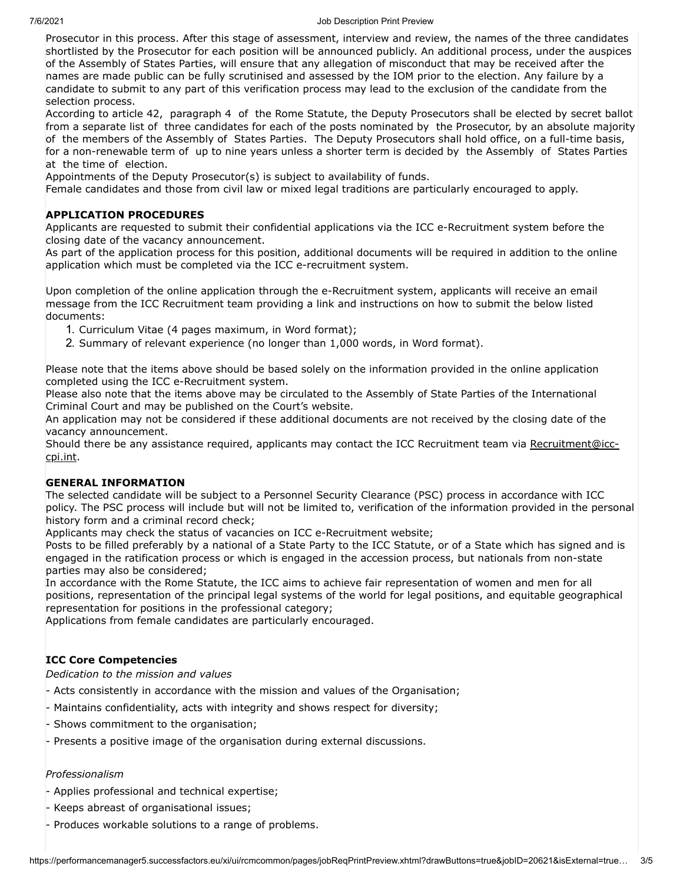Prosecutor in this process. After this stage of assessment, interview and review, the names of the three candidates shortlisted by the Prosecutor for each position will be announced publicly. An additional process, under the auspices of the Assembly of States Parties, will ensure that any allegation of misconduct that may be received after the names are made public can be fully scrutinised and assessed by the IOM prior to the election. Any failure by a candidate to submit to any part of this verification process may lead to the exclusion of the candidate from the selection process.

According to article 42, paragraph 4 of the Rome Statute, the Deputy Prosecutors shall be elected by secret ballot from a separate list of three candidates for each of the posts nominated by the Prosecutor, by an absolute majority of the members of the Assembly of States Parties. The Deputy Prosecutors shall hold office, on a full-time basis, for a non-renewable term of up to nine years unless a shorter term is decided by the Assembly of States Parties at the time of election.

Appointments of the Deputy Prosecutor(s) is subject to availability of funds.

Female candidates and those from civil law or mixed legal traditions are particularly encouraged to apply.

**APPLICATION PROCEDURES**

Applicants are requested to submit their confidential applications via the ICC e-Recruitment system before the closing date of the vacancy announcement.

As part of the application process for this position, additional documents will be required in addition to the online application which must be completed via the ICC e-recruitment system.

Upon completion of the online application through the e-Recruitment system, applicants will receive an email message from the ICC Recruitment team providing a link and instructions on how to submit the below listed documents:

1. Curriculum Vitae (4 pages maximum, in Word format);
2. Summary of relevant experience (no longer than 1,000 words, in Word format).

Please note that the items above should be based solely on the information provided in the online application completed using the ICC e-Recruitment system.

Please also note that the items above may be circulated to the Assembly of State Parties of the International Criminal Court and may be published on the Court's website.

An application may not be considered if these additional documents are not received by the closing date of the vacancy announcement.

Should there be any assistance required, applicants may contact the ICC Recruitment team via Recruitment@icc-cpi.int.

**GENERAL INFORMATION**

The selected candidate will be subject to a Personnel Security Clearance (PSC) process in accordance with ICC policy. The PSC process will include but will not be limited to, verification of the information provided in the personal history form and a criminal record check;

Applicants may check the status of vacancies on ICC e-Recruitment website;

Posts to be filled preferably by a national of a State Party to the ICC Statute, or of a State which has signed and is engaged in the ratification process or which is engaged in the accession process, but nationals from non-state parties may also be considered;

In accordance with the Rome Statute, the ICC aims to achieve fair representation of women and men for all positions, representation of the principal legal systems of the world for legal positions, and equitable geographical representation for positions in the professional category;

Applications from female candidates are particularly encouraged.

**ICC Core Competencies**

*Dedication to the mission and values*

- Acts consistently in accordance with the mission and values of the Organisation;
- Maintains confidentiality, acts with integrity and shows respect for diversity;
- Shows commitment to the organisation;
- Presents a positive image of the organisation during external discussions.

*Professionalism*

- Applies professional and technical expertise;
- Keeps abreast of organisational issues;
- Produces workable solutions to a range of problems.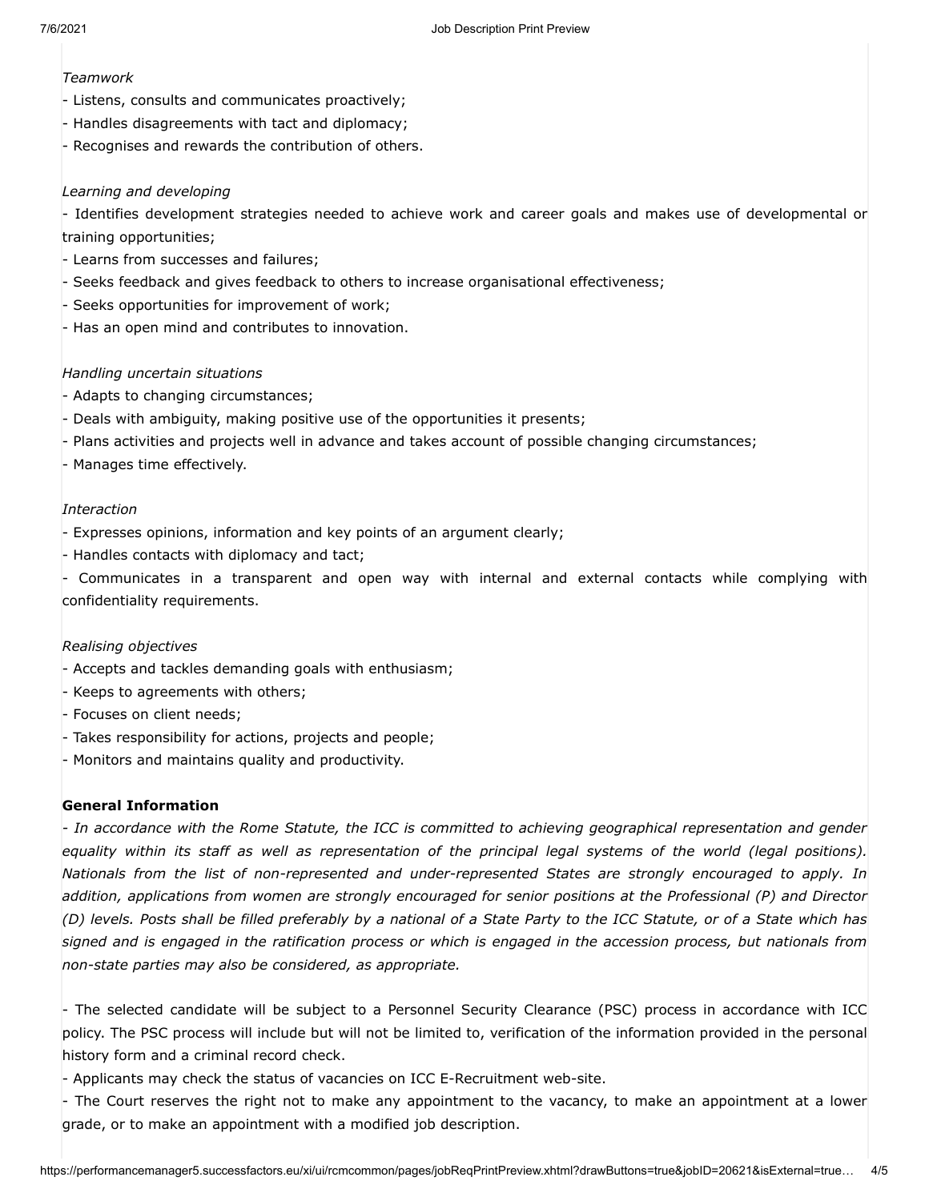*Teamwork*

- Listens, consults and communicates proactively;
- Handles disagreements with tact and diplomacy;
- Recognises and rewards the contribution of others.

*Learning and developing*

- Identifies development strategies needed to achieve work and career goals and makes use of developmental or training opportunities;
- Learns from successes and failures;
- Seeks feedback and gives feedback to others to increase organisational effectiveness;
- Seeks opportunities for improvement of work;
- Has an open mind and contributes to innovation.

*Handling uncertain situations*

- Adapts to changing circumstances;
- Deals with ambiguity, making positive use of the opportunities it presents;
- Plans activities and projects well in advance and takes account of possible changing circumstances;
- Manages time effectively.

*Interaction*

- Expresses opinions, information and key points of an argument clearly;
- Handles contacts with diplomacy and tact;
- Communicates in a transparent and open way with internal and external contacts while complying with confidentiality requirements.

*Realising objectives*

- Accepts and tackles demanding goals with enthusiasm;
- Keeps to agreements with others;
- Focuses on client needs;
- Takes responsibility for actions, projects and people;
- Monitors and maintains quality and productivity.

**General Information**

*- In accordance with the Rome Statute, the ICC is committed to achieving geographical representation and gender equality within its staff as well as representation of the principal legal systems of the world (legal positions). Nationals from the list of non-represented and under-represented States are strongly encouraged to apply. In addition, applications from women are strongly encouraged for senior positions at the Professional (P) and Director (D) levels. Posts shall be filled preferably by a national of a State Party to the ICC Statute, or of a State which has signed and is engaged in the ratification process or which is engaged in the accession process, but nationals from non-state parties may also be considered, as appropriate.*

- The selected candidate will be subject to a Personnel Security Clearance (PSC) process in accordance with ICC policy. The PSC process will include but will not be limited to, verification of the information provided in the personal history form and a criminal record check.
- Applicants may check the status of vacancies on ICC E-Recruitment web-site.
- The Court reserves the right not to make any appointment to the vacancy, to make an appointment at a lower grade, or to make an appointment with a modified job description.